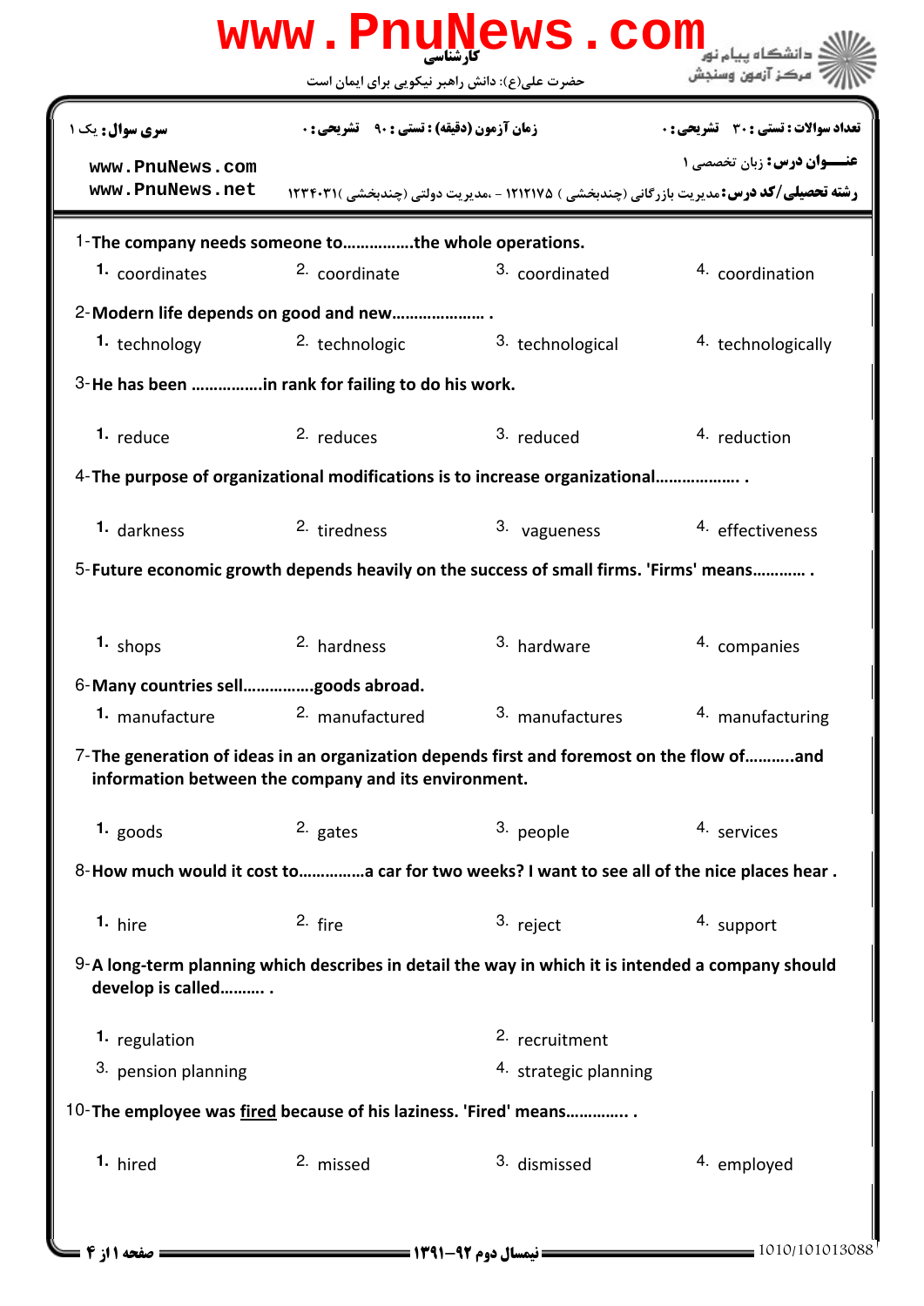کارشناسی

حضرت علی(ع): دانش راهبر نیکویی برای ایمان است

دانشگاه پیام نور
مرکز آزمون وسنجش

**سری سوال:** یک ۱ | **زمان آزمون (دقیقه) : تستی :** ۹۰ **تشریحی :** ۰ | **تعداد سوالات : تستی :** ۳۰ **تشریحی :** ۰

www.PnuNews.com
www.PnuNews.net

**عنـــوان درس:** زبان تخصصی ۱

**رشته تحصیلی/کد درس:** مدیریت بازرگانی (چندبخشی ) ۱۲۱۲۱۷۵ - ،مدیریت دولتی (چندبخشی )۱۲۳۴۰۳۱

1-**The company needs someone to…………….the whole operations.**

1. coordinates
2. coordinate
3. coordinated
4. coordination

2-**Modern life depends on good and new………………… .**

1. technology
2. technologic
3. technological
4. technologically

3-**He has been …………….in rank for failing to do his work.**

1. reduce
2. reduces
3. reduced
4. reduction

4-**The purpose of organizational modifications is to increase organizational………………. .**

1. darkness
2. tiredness
3. vagueness
4. effectiveness

5-**Future economic growth depends heavily on the success of small firms. 'Firms' means………… .**

1. shops
2. hardness
3. hardware
4. companies

6-**Many countries sell…………….goods abroad.**

1. manufacture
2. manufactured
3. manufactures
4. manufacturing

7-**The generation of ideas in an organization depends first and foremost on the flow of………..and information between the company and its environment.**

1. goods
2. gates
3. people
4. services

8-**How much would it cost to……………a car for two weeks? I want to see all of the nice places hear .**

1. hire
2. fire
3. reject
4. support

9-**A long-term planning which describes in detail the way in which it is intended a company should develop is called………. .**

1. regulation
2. recruitment
3. pension planning
4. strategic planning

10-**The employee was <u>fired</u> because of his laziness. 'Fired' means………….. .**

1. hired
2. missed
3. dismissed
4. employed

نیمسال دوم ۹۲-۱۳۹۱

1010/101013088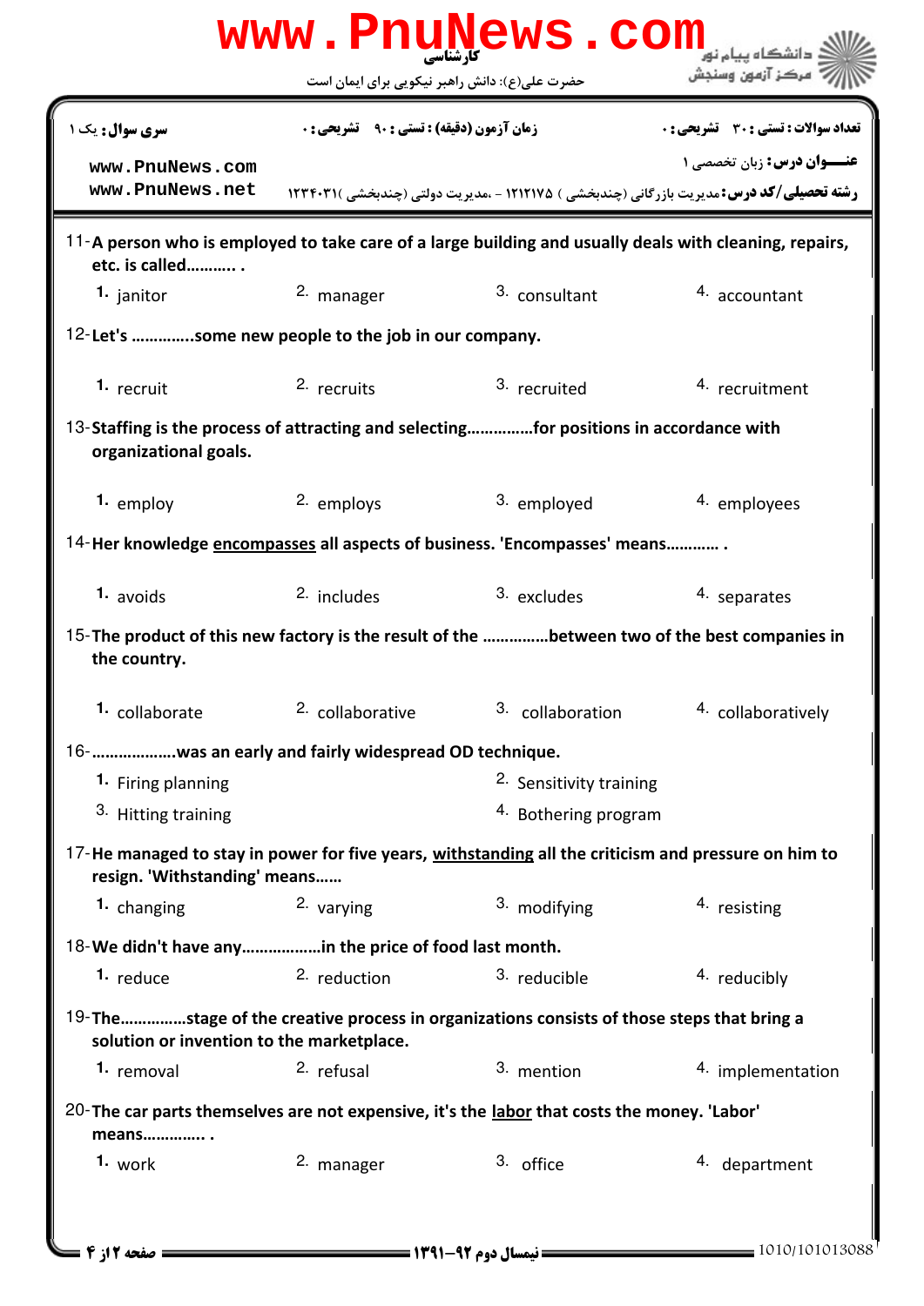11- **A person who is employed to take care of a large building and usually deals with cleaning, repairs, etc. is called……….. .**

1. janitor
2. manager
3. consultant
4. accountant

12- **Let's …………..some new people to the job in our company.**

1. recruit
2. recruits
3. recruited
4. recruitment

13- **Staffing is the process of attracting and selecting……………for positions in accordance with organizational goals.**

1. employ
2. employs
3. employed
4. employees

14- **Her knowledge <u>encompasses</u> all aspects of business. 'Encompasses' means………… .**

1. avoids
2. includes
3. excludes
4. separates

15- **The product of this new factory is the result of the ……………between two of the best companies in the country.**

1. collaborate
2. collaborative
3. collaboration
4. collaboratively

16- **……………….was an early and fairly widespread OD technique.**

1. Firing planning
2. Sensitivity training
3. Hitting training
4. Bothering program

17- **He managed to stay in power for five years, <u>withstanding</u> all the criticism and pressure on him to resign. 'Withstanding' means……**

1. changing
2. varying
3. modifying
4. resisting

18- **We didn't have any………………in the price of food last month.**

1. reduce
2. reduction
3. reducible
4. reducibly

19- **The……………stage of the creative process in organizations consists of those steps that bring a solution or invention to the marketplace.**

1. removal
2. refusal
3. mention
4. implementation

20- **The car parts themselves are not expensive, it's the <u>labor</u> that costs the money. 'Labor' means…………. .**

1. work
2. manager
3. office
4. department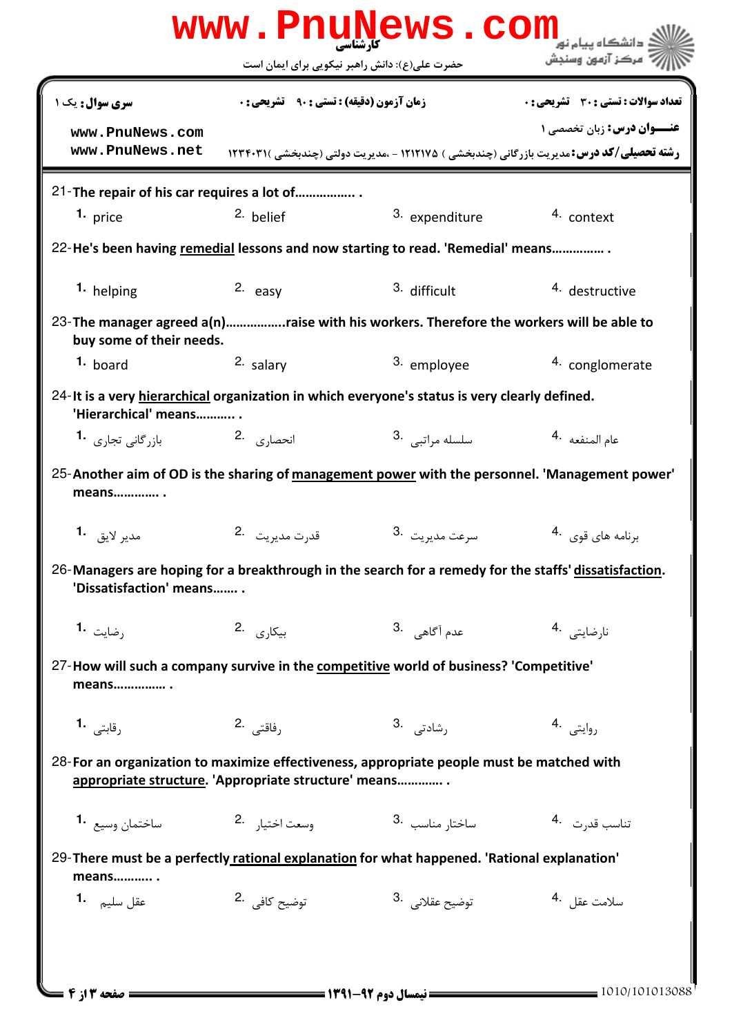**سری سوال:** یک ۱

**زمان آزمون (دقیقه) : تستی :** ۹۰ **تشریحی :** ۰

**تعداد سوالات : تستی :** ۳۰ **تشریحی :** ۰

**عنـــوان درس:** زبان تخصصی ۱

**رشته تحصیلی/کد درس:** مدیریت بازرگانی (چندبخشی ) ۱۲۱۲۱۷۵ - ،مدیریت دولتی (چندبخشی )۱۲۳۴۰۳۱

21- **The repair of his car requires a lot of……………. .**

1. price
2. belief
3. expenditure
4. context

22- **He's been having remedial lessons and now starting to read. 'Remedial' means…………… .**

1. helping
2. easy
3. difficult
4. destructive

23- **The manager agreed a(n)……………..raise with his workers. Therefore the workers will be able to buy some of their needs.**

1. board
2. salary
3. employee
4. conglomerate

24- **It is a very hierarchical organization in which everyone's status is very clearly defined. 'Hierarchical' means……….. .**

1. بازرگانی تجاری
2. انحصاری
3. سلسله مراتبی
4. عام المنفعه

25- **Another aim of OD is the sharing of management power with the personnel. 'Management power' means…………. .**

1. مدیر لایق
2. قدرت مدیریت
3. سرعت مدیریت
4. برنامه های قوی

26- **Managers are hoping for a breakthrough in the search for a remedy for the staffs' dissatisfaction. 'Dissatisfaction' means……. .**

1. رضایت
2. بیکاری
3. عدم آگاهی
4. نارضایتی

27- **How will such a company survive in the competitive world of business? 'Competitive' means…………… .**

1. رقابتی
2. رفاقتی
3. رشادتی
4. روایتی

28- **For an organization to maximize effectiveness, appropriate people must be matched with appropriate structure. 'Appropriate structure' means…………. .**

1. ساختمان وسیع
2. وسعت اختیار
3. ساختار مناسب
4. تناسب قدرت

29- **There must be a perfectly rational explanation for what happened. 'Rational explanation' means……….. .**

1. عقل سلیم
2. توضیح کافی
3. توضیح عقلائی
4. سلامت عقل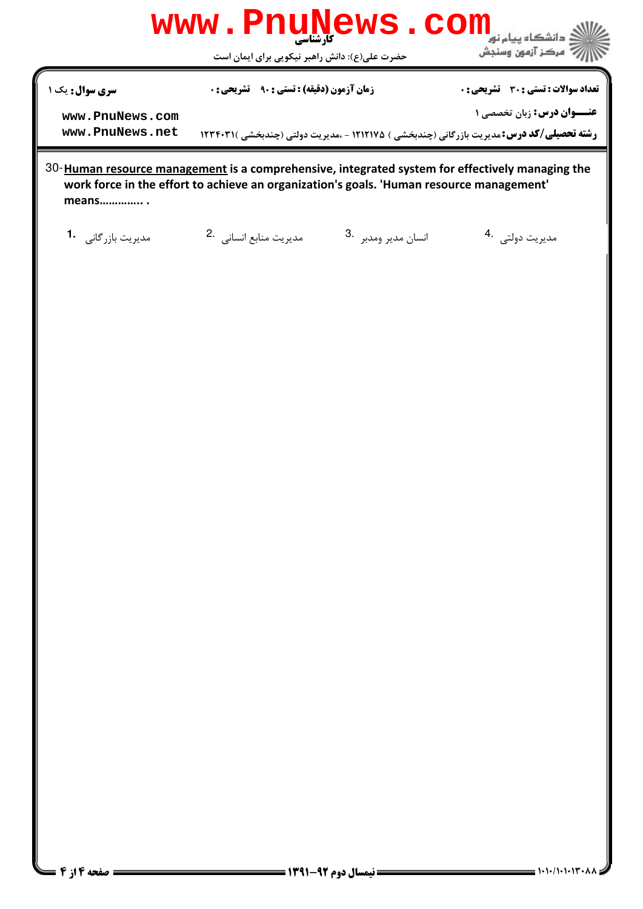30-**Human resource management** is a comprehensive, integrated system for effectively managing the work force in the effort to achieve an organization's goals. 'Human resource management' means............. .

1. مدیریت بازرگانی
2. مدیریت منابع انسانی
3. انسان مدیر ومدبر
4. مدیریت دولتی